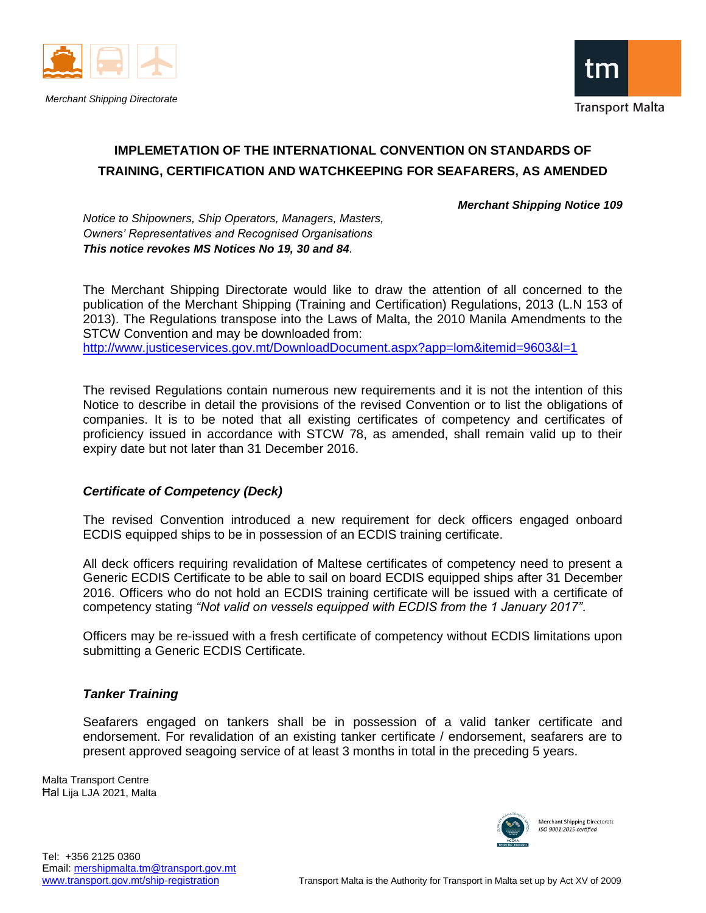Merchant Shipping Directorate

# IMPLEMETATION OF THE INTERNATIONAL CONVENTION ON STANDARDS OF TRAINING, CERTIFICATION AND WATCHKEEPING FOR SEAFARERS, AS AMENDED

***Merchant Shipping Notice 109***

*Notice to Shipowners, Ship Operators, Managers, Masters, Owners' Representatives and Recognised Organisations*
***This notice revokes MS Notices No 19, 30 and 84.***

The Merchant Shipping Directorate would like to draw the attention of all concerned to the publication of the Merchant Shipping (Training and Certification) Regulations, 2013 (L.N 153 of 2013). The Regulations transpose into the Laws of Malta, the 2010 Manila Amendments to the STCW Convention and may be downloaded from:
http://www.justiceservices.gov.mt/DownloadDocument.aspx?app=lom&itemid=9603&l=1

The revised Regulations contain numerous new requirements and it is not the intention of this Notice to describe in detail the provisions of the revised Convention or to list the obligations of companies. It is to be noted that all existing certificates of competency and certificates of proficiency issued in accordance with STCW 78, as amended, shall remain valid up to their expiry date but not later than 31 December 2016.

### *Certificate of Competency (Deck)*

The revised Convention introduced a new requirement for deck officers engaged onboard ECDIS equipped ships to be in possession of an ECDIS training certificate.

All deck officers requiring revalidation of Maltese certificates of competency need to present a Generic ECDIS Certificate to be able to sail on board ECDIS equipped ships after 31 December 2016. Officers who do not hold an ECDIS training certificate will be issued with a certificate of competency stating *"Not valid on vessels equipped with ECDIS from the 1 January 2017"*.

Officers may be re-issued with a fresh certificate of competency without ECDIS limitations upon submitting a Generic ECDIS Certificate.

### *Tanker Training*

Seafarers engaged on tankers shall be in possession of a valid tanker certificate and endorsement. For revalidation of an existing tanker certificate / endorsement, seafarers are to present approved seagoing service of at least 3 months in total in the preceding 5 years.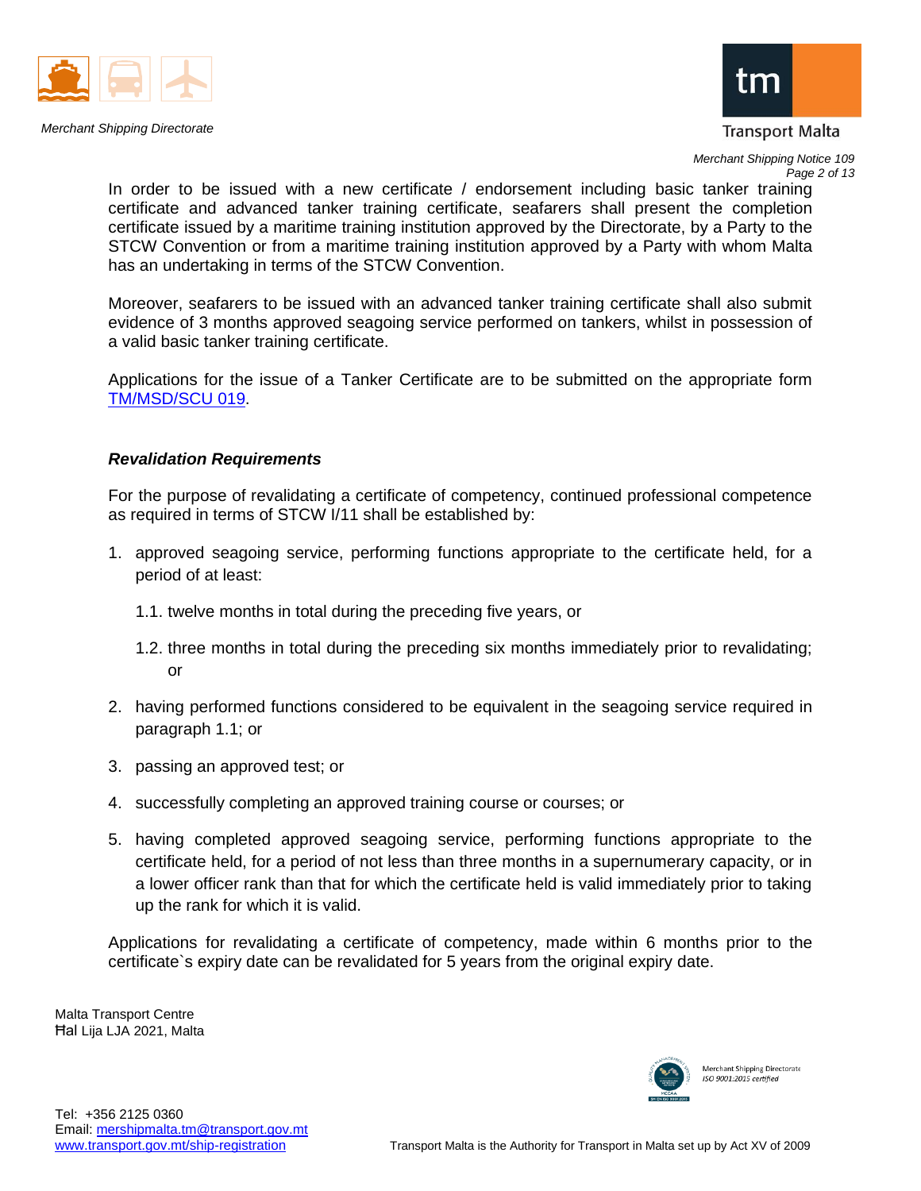In order to be issued with a new certificate / endorsement including basic tanker training certificate and advanced tanker training certificate, seafarers shall present the completion certificate issued by a maritime training institution approved by the Directorate, by a Party to the STCW Convention or from a maritime training institution approved by a Party with whom Malta has an undertaking in terms of the STCW Convention.

Moreover, seafarers to be issued with an advanced tanker training certificate shall also submit evidence of 3 months approved seagoing service performed on tankers, whilst in possession of a valid basic tanker training certificate.

Applications for the issue of a Tanker Certificate are to be submitted on the appropriate form [TM/MSD/SCU 019](TM/MSD/SCU 019).

***Revalidation Requirements***

For the purpose of revalidating a certificate of competency, continued professional competence as required in terms of STCW I/11 shall be established by:

1. approved seagoing service, performing functions appropriate to the certificate held, for a period of at least:

   1.1. twelve months in total during the preceding five years, or

   1.2. three months in total during the preceding six months immediately prior to revalidating; or

2. having performed functions considered to be equivalent in the seagoing service required in paragraph 1.1; or

3. passing an approved test; or

4. successfully completing an approved training course or courses; or

5. having completed approved seagoing service, performing functions appropriate to the certificate held, for a period of not less than three months in a supernumerary capacity, or in a lower officer rank than that for which the certificate held is valid immediately prior to taking up the rank for which it is valid.

Applications for revalidating a certificate of competency, made within 6 months prior to the certificate`s expiry date can be revalidated for 5 years from the original expiry date.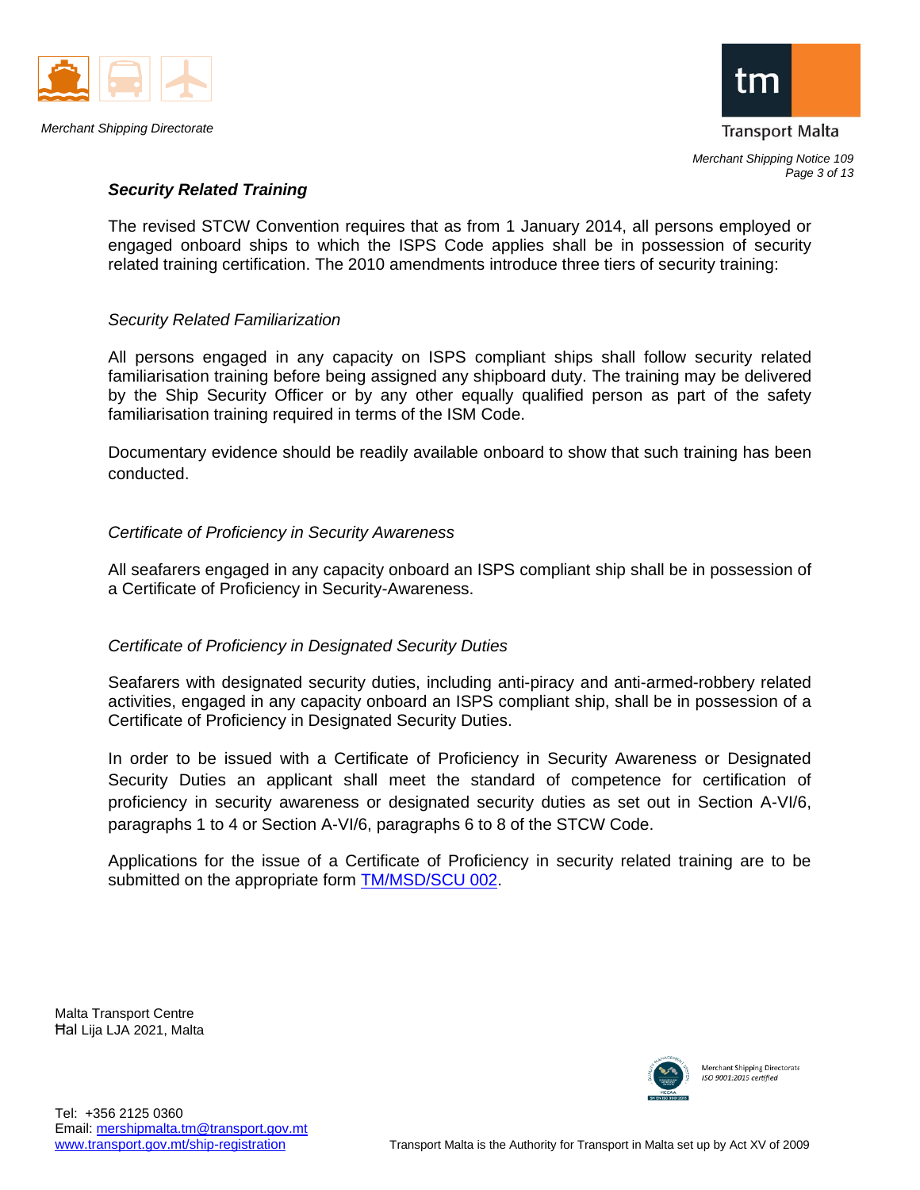### *Security Related Training*

The revised STCW Convention requires that as from 1 January 2014, all persons employed or engaged onboard ships to which the ISPS Code applies shall be in possession of security related training certification. The 2010 amendments introduce three tiers of security training:

*Security Related Familiarization*

All persons engaged in any capacity on ISPS compliant ships shall follow security related familiarisation training before being assigned any shipboard duty. The training may be delivered by the Ship Security Officer or by any other equally qualified person as part of the safety familiarisation training required in terms of the ISM Code.

Documentary evidence should be readily available onboard to show that such training has been conducted.

*Certificate of Proficiency in Security Awareness*

All seafarers engaged in any capacity onboard an ISPS compliant ship shall be in possession of a Certificate of Proficiency in Security-Awareness.

*Certificate of Proficiency in Designated Security Duties*

Seafarers with designated security duties, including anti-piracy and anti-armed-robbery related activities, engaged in any capacity onboard an ISPS compliant ship, shall be in possession of a Certificate of Proficiency in Designated Security Duties.

In order to be issued with a Certificate of Proficiency in Security Awareness or Designated Security Duties an applicant shall meet the standard of competence for certification of proficiency in security awareness or designated security duties as set out in Section A-VI/6, paragraphs 1 to 4 or Section A-VI/6, paragraphs 6 to 8 of the STCW Code.

Applications for the issue of a Certificate of Proficiency in security related training are to be submitted on the appropriate form [TM/MSD/SCU 002](TM/MSD/SCU 002).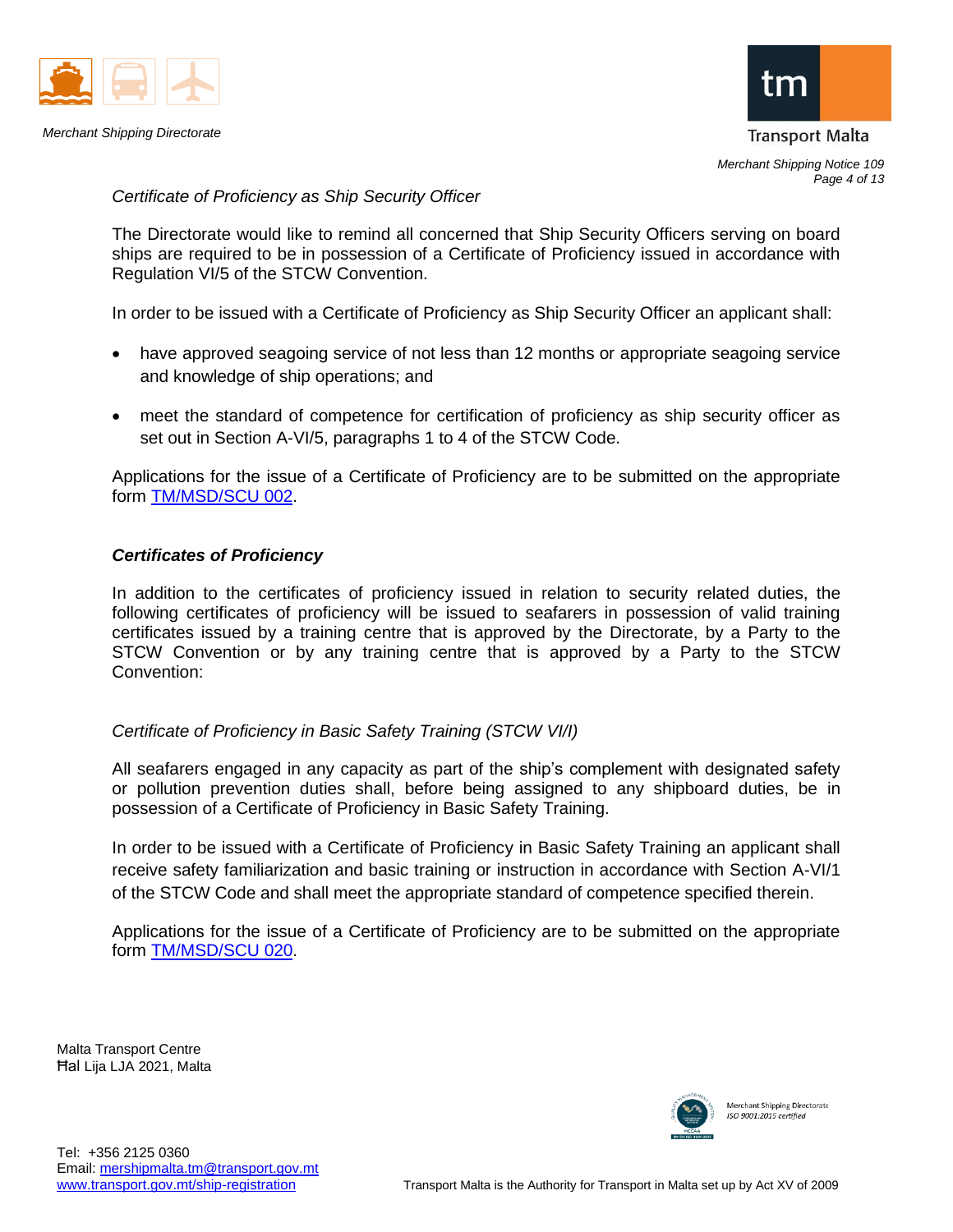*Certificate of Proficiency as Ship Security Officer*

The Directorate would like to remind all concerned that Ship Security Officers serving on board ships are required to be in possession of a Certificate of Proficiency issued in accordance with Regulation VI/5 of the STCW Convention.

In order to be issued with a Certificate of Proficiency as Ship Security Officer an applicant shall:

- have approved seagoing service of not less than 12 months or appropriate seagoing service and knowledge of ship operations; and
- meet the standard of competence for certification of proficiency as ship security officer as set out in Section A-VI/5, paragraphs 1 to 4 of the STCW Code.

Applications for the issue of a Certificate of Proficiency are to be submitted on the appropriate form TM/MSD/SCU 002.

***Certificates of Proficiency***

In addition to the certificates of proficiency issued in relation to security related duties, the following certificates of proficiency will be issued to seafarers in possession of valid training certificates issued by a training centre that is approved by the Directorate, by a Party to the STCW Convention or by any training centre that is approved by a Party to the STCW Convention:

*Certificate of Proficiency in Basic Safety Training (STCW VI/I)*

All seafarers engaged in any capacity as part of the ship's complement with designated safety or pollution prevention duties shall, before being assigned to any shipboard duties, be in possession of a Certificate of Proficiency in Basic Safety Training.

In order to be issued with a Certificate of Proficiency in Basic Safety Training an applicant shall receive safety familiarization and basic training or instruction in accordance with Section A-VI/1 of the STCW Code and shall meet the appropriate standard of competence specified therein.

Applications for the issue of a Certificate of Proficiency are to be submitted on the appropriate form TM/MSD/SCU 020.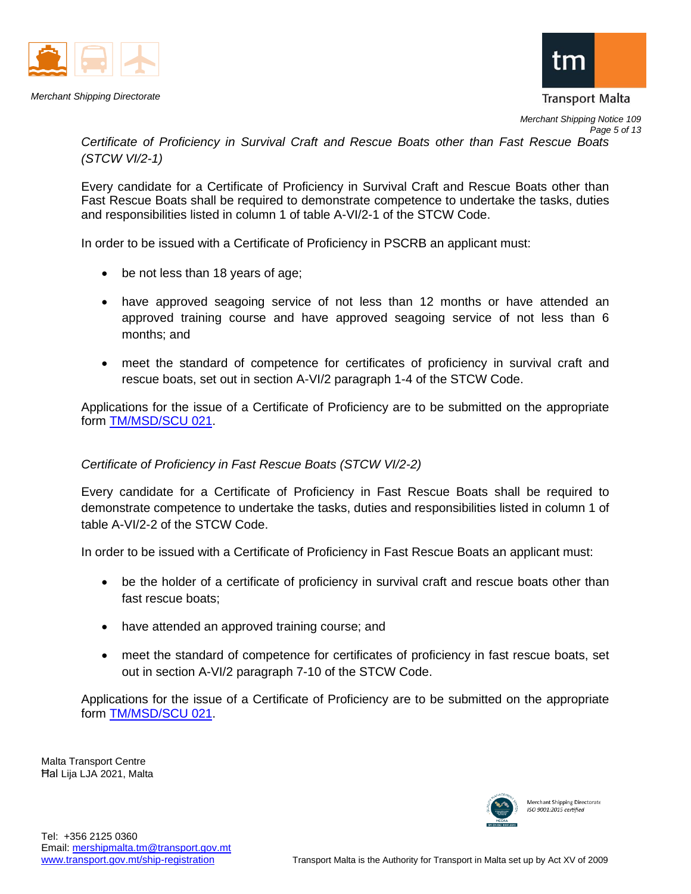*Certificate of Proficiency in Survival Craft and Rescue Boats other than Fast Rescue Boats (STCW VI/2-1)*

Every candidate for a Certificate of Proficiency in Survival Craft and Rescue Boats other than Fast Rescue Boats shall be required to demonstrate competence to undertake the tasks, duties and responsibilities listed in column 1 of table A-VI/2-1 of the STCW Code.

In order to be issued with a Certificate of Proficiency in PSCRB an applicant must:

- be not less than 18 years of age;
- have approved seagoing service of not less than 12 months or have attended an approved training course and have approved seagoing service of not less than 6 months; and
- meet the standard of competence for certificates of proficiency in survival craft and rescue boats, set out in section A-VI/2 paragraph 1-4 of the STCW Code.

Applications for the issue of a Certificate of Proficiency are to be submitted on the appropriate form TM/MSD/SCU 021.

*Certificate of Proficiency in Fast Rescue Boats (STCW VI/2-2)*

Every candidate for a Certificate of Proficiency in Fast Rescue Boats shall be required to demonstrate competence to undertake the tasks, duties and responsibilities listed in column 1 of table A-VI/2-2 of the STCW Code.

In order to be issued with a Certificate of Proficiency in Fast Rescue Boats an applicant must:

- be the holder of a certificate of proficiency in survival craft and rescue boats other than fast rescue boats;
- have attended an approved training course; and
- meet the standard of competence for certificates of proficiency in fast rescue boats, set out in section A-VI/2 paragraph 7-10 of the STCW Code.

Applications for the issue of a Certificate of Proficiency are to be submitted on the appropriate form TM/MSD/SCU 021.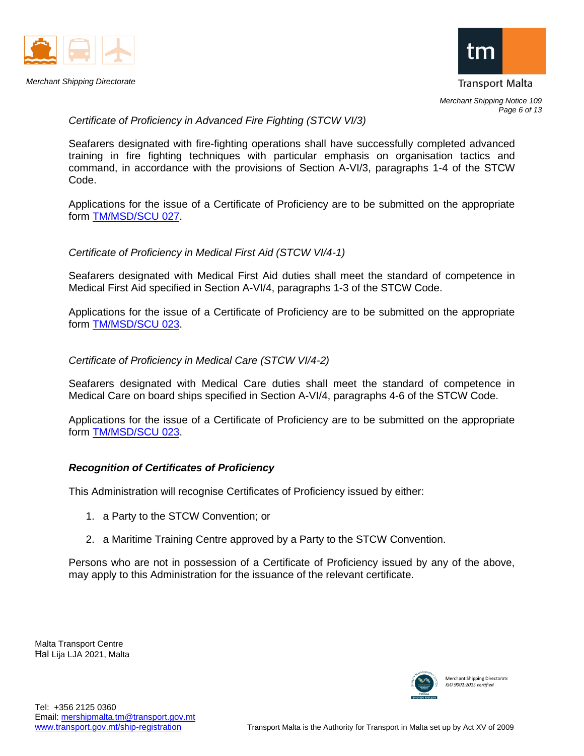*Certificate of Proficiency in Advanced Fire Fighting (STCW VI/3)*

Seafarers designated with fire-fighting operations shall have successfully completed advanced training in fire fighting techniques with particular emphasis on organisation tactics and command, in accordance with the provisions of Section A-VI/3, paragraphs 1-4 of the STCW Code.

Applications for the issue of a Certificate of Proficiency are to be submitted on the appropriate form TM/MSD/SCU 027.

*Certificate of Proficiency in Medical First Aid (STCW VI/4-1)*

Seafarers designated with Medical First Aid duties shall meet the standard of competence in Medical First Aid specified in Section A-VI/4, paragraphs 1-3 of the STCW Code.

Applications for the issue of a Certificate of Proficiency are to be submitted on the appropriate form TM/MSD/SCU 023.

*Certificate of Proficiency in Medical Care (STCW VI/4-2)*

Seafarers designated with Medical Care duties shall meet the standard of competence in Medical Care on board ships specified in Section A-VI/4, paragraphs 4-6 of the STCW Code.

Applications for the issue of a Certificate of Proficiency are to be submitted on the appropriate form TM/MSD/SCU 023.

***Recognition of Certificates of Proficiency***

This Administration will recognise Certificates of Proficiency issued by either:

1. a Party to the STCW Convention; or
2. a Maritime Training Centre approved by a Party to the STCW Convention.

Persons who are not in possession of a Certificate of Proficiency issued by any of the above, may apply to this Administration for the issuance of the relevant certificate.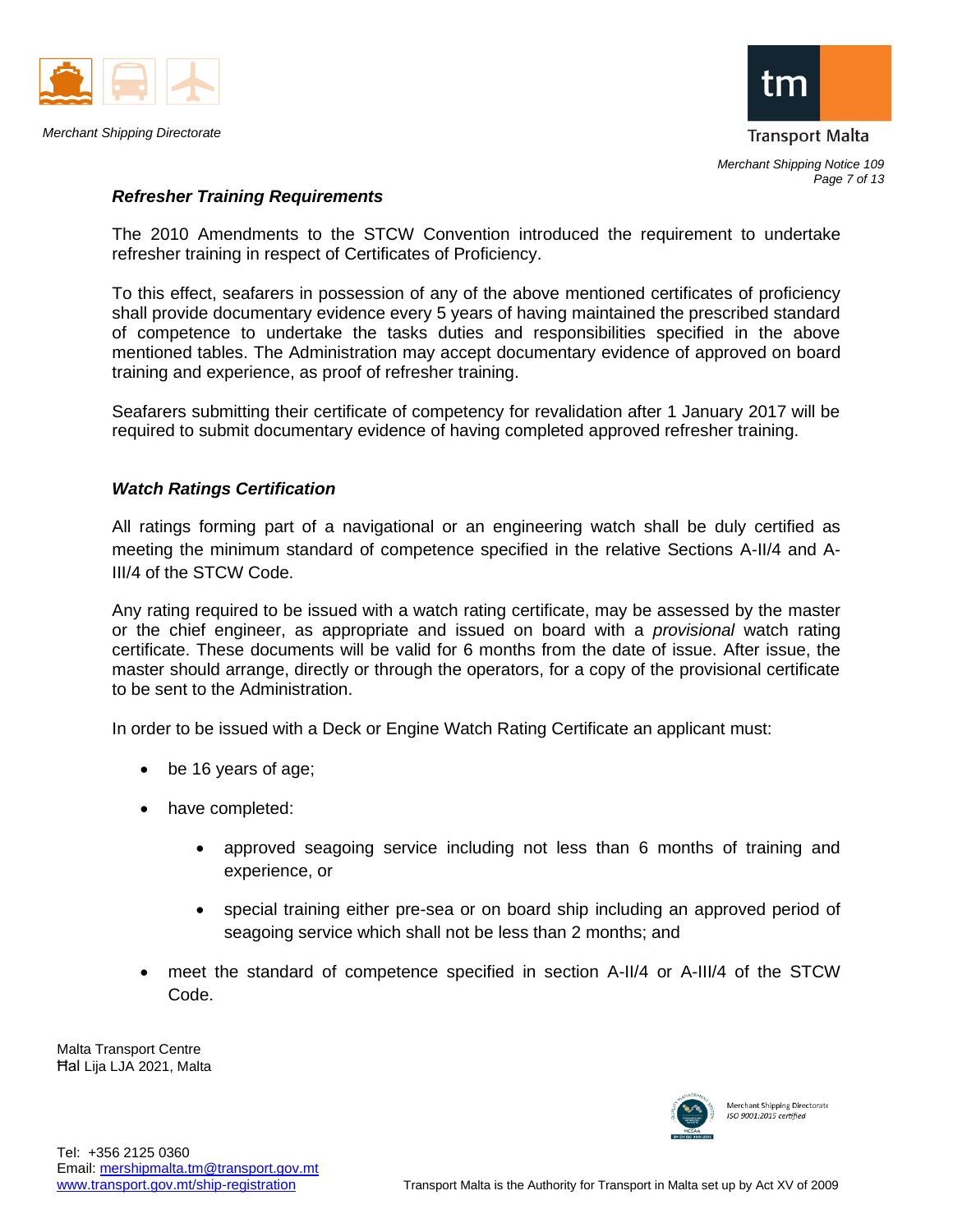***Refresher Training Requirements***

The 2010 Amendments to the STCW Convention introduced the requirement to undertake refresher training in respect of Certificates of Proficiency.

To this effect, seafarers in possession of any of the above mentioned certificates of proficiency shall provide documentary evidence every 5 years of having maintained the prescribed standard of competence to undertake the tasks duties and responsibilities specified in the above mentioned tables. The Administration may accept documentary evidence of approved on board training and experience, as proof of refresher training.

Seafarers submitting their certificate of competency for revalidation after 1 January 2017 will be required to submit documentary evidence of having completed approved refresher training.

***Watch Ratings Certification***

All ratings forming part of a navigational or an engineering watch shall be duly certified as meeting the minimum standard of competence specified in the relative Sections A-II/4 and A-III/4 of the STCW Code.

Any rating required to be issued with a watch rating certificate, may be assessed by the master or the chief engineer, as appropriate and issued on board with a *provisional* watch rating certificate. These documents will be valid for 6 months from the date of issue. After issue, the master should arrange, directly or through the operators, for a copy of the provisional certificate to be sent to the Administration.

In order to be issued with a Deck or Engine Watch Rating Certificate an applicant must:

- be 16 years of age;
- have completed:
    - approved seagoing service including not less than 6 months of training and experience, or
    - special training either pre-sea or on board ship including an approved period of seagoing service which shall not be less than 2 months; and
- meet the standard of competence specified in section A-II/4 or A-III/4 of the STCW Code.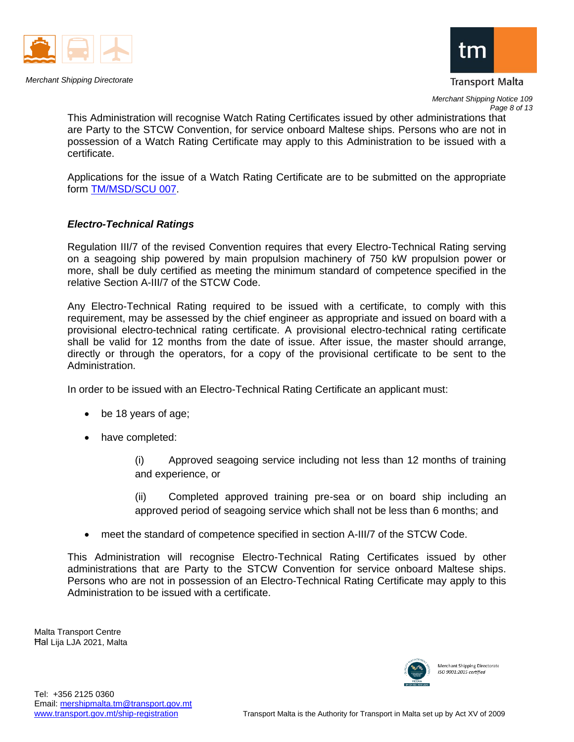This Administration will recognise Watch Rating Certificates issued by other administrations that are Party to the STCW Convention, for service onboard Maltese ships. Persons who are not in possession of a Watch Rating Certificate may apply to this Administration to be issued with a certificate.

Applications for the issue of a Watch Rating Certificate are to be submitted on the appropriate form TM/MSD/SCU 007.

***Electro-Technical Ratings***

Regulation III/7 of the revised Convention requires that every Electro-Technical Rating serving on a seagoing ship powered by main propulsion machinery of 750 kW propulsion power or more, shall be duly certified as meeting the minimum standard of competence specified in the relative Section A-III/7 of the STCW Code.

Any Electro-Technical Rating required to be issued with a certificate, to comply with this requirement, may be assessed by the chief engineer as appropriate and issued on board with a provisional electro-technical rating certificate. A provisional electro-technical rating certificate shall be valid for 12 months from the date of issue. After issue, the master should arrange, directly or through the operators, for a copy of the provisional certificate to be sent to the Administration.

In order to be issued with an Electro-Technical Rating Certificate an applicant must:

- be 18 years of age;
- have completed:

  (i) Approved seagoing service including not less than 12 months of training and experience, or

  (ii) Completed approved training pre-sea or on board ship including an approved period of seagoing service which shall not be less than 6 months; and

- meet the standard of competence specified in section A-III/7 of the STCW Code.

This Administration will recognise Electro-Technical Rating Certificates issued by other administrations that are Party to the STCW Convention for service onboard Maltese ships. Persons who are not in possession of an Electro-Technical Rating Certificate may apply to this Administration to be issued with a certificate.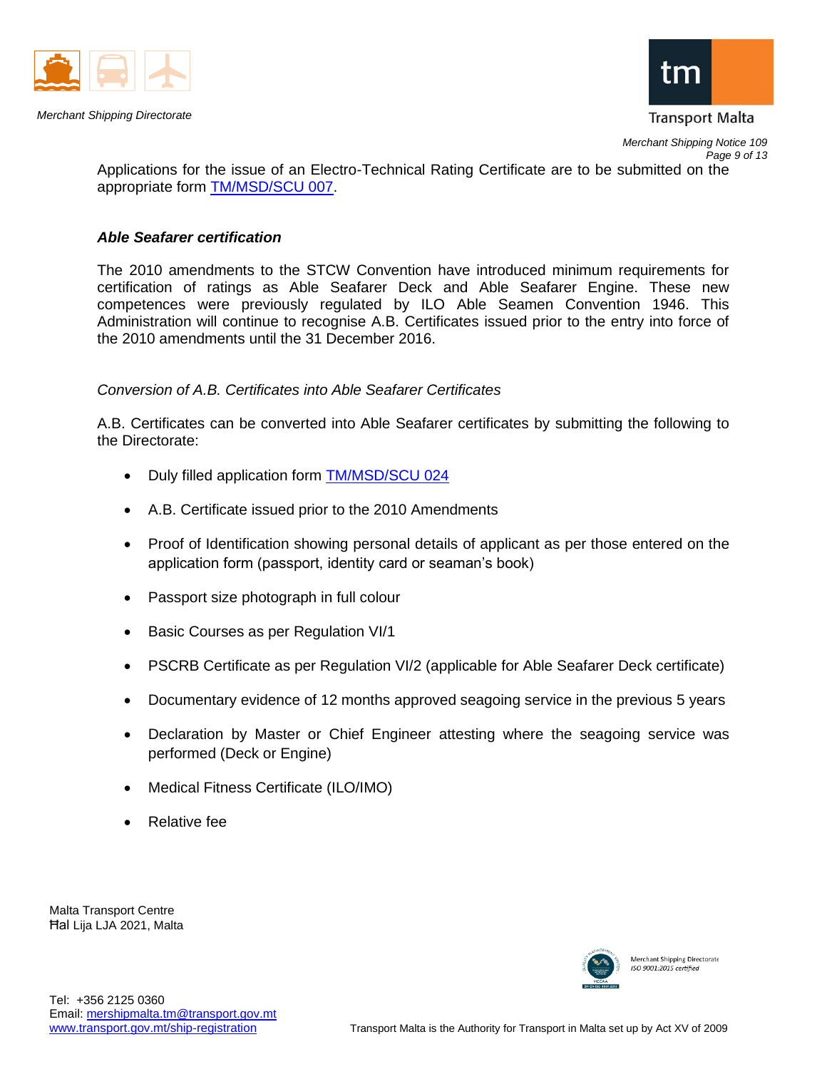Applications for the issue of an Electro-Technical Rating Certificate are to be submitted on the appropriate form TM/MSD/SCU 007.

### *Able Seafarer certification*

The 2010 amendments to the STCW Convention have introduced minimum requirements for certification of ratings as Able Seafarer Deck and Able Seafarer Engine. These new competences were previously regulated by ILO Able Seamen Convention 1946. This Administration will continue to recognise A.B. Certificates issued prior to the entry into force of the 2010 amendments until the 31 December 2016.

*Conversion of A.B. Certificates into Able Seafarer Certificates*

A.B. Certificates can be converted into Able Seafarer certificates by submitting the following to the Directorate:

- Duly filled application form TM/MSD/SCU 024
- A.B. Certificate issued prior to the 2010 Amendments
- Proof of Identification showing personal details of applicant as per those entered on the application form (passport, identity card or seaman's book)
- Passport size photograph in full colour
- Basic Courses as per Regulation VI/1
- PSCRB Certificate as per Regulation VI/2 (applicable for Able Seafarer Deck certificate)
- Documentary evidence of 12 months approved seagoing service in the previous 5 years
- Declaration by Master or Chief Engineer attesting where the seagoing service was performed (Deck or Engine)
- Medical Fitness Certificate (ILO/IMO)
- Relative fee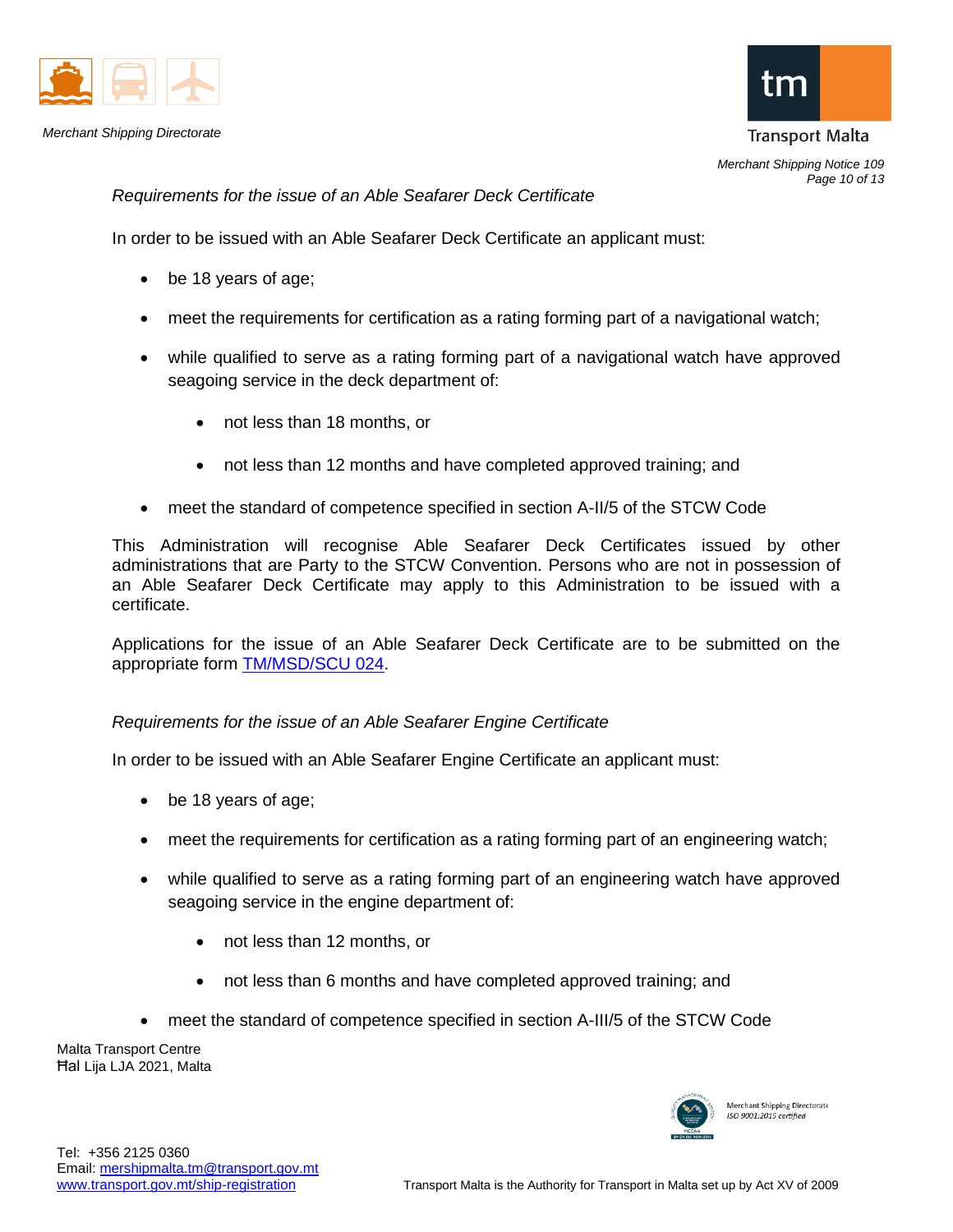*Requirements for the issue of an Able Seafarer Deck Certificate*

In order to be issued with an Able Seafarer Deck Certificate an applicant must:

- be 18 years of age;
- meet the requirements for certification as a rating forming part of a navigational watch;
- while qualified to serve as a rating forming part of a navigational watch have approved seagoing service in the deck department of:
  - not less than 18 months, or
  - not less than 12 months and have completed approved training; and
- meet the standard of competence specified in section A-II/5 of the STCW Code

This Administration will recognise Able Seafarer Deck Certificates issued by other administrations that are Party to the STCW Convention. Persons who are not in possession of an Able Seafarer Deck Certificate may apply to this Administration to be issued with a certificate.

Applications for the issue of an Able Seafarer Deck Certificate are to be submitted on the appropriate form TM/MSD/SCU 024.

*Requirements for the issue of an Able Seafarer Engine Certificate*

In order to be issued with an Able Seafarer Engine Certificate an applicant must:

- be 18 years of age;
- meet the requirements for certification as a rating forming part of an engineering watch;
- while qualified to serve as a rating forming part of an engineering watch have approved seagoing service in the engine department of:
  - not less than 12 months, or
  - not less than 6 months and have completed approved training; and
- meet the standard of competence specified in section A-III/5 of the STCW Code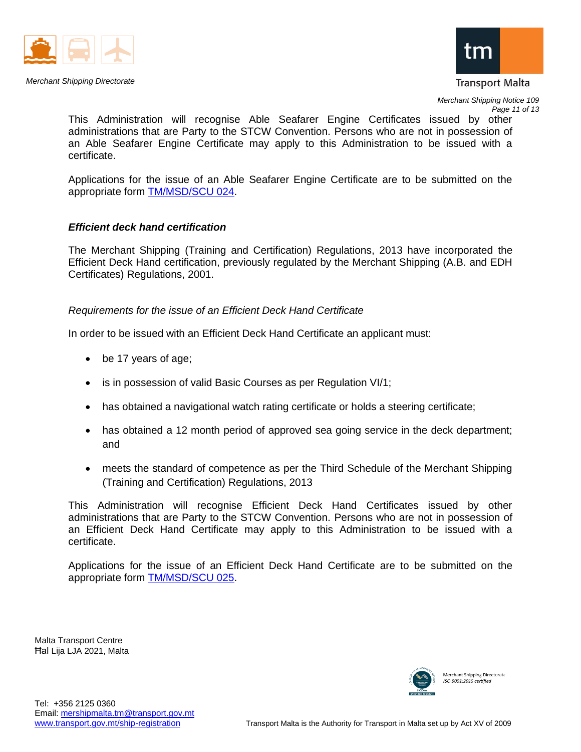This Administration will recognise Able Seafarer Engine Certificates issued by other administrations that are Party to the STCW Convention. Persons who are not in possession of an Able Seafarer Engine Certificate may apply to this Administration to be issued with a certificate.

Applications for the issue of an Able Seafarer Engine Certificate are to be submitted on the appropriate form TM/MSD/SCU 024.

### *Efficient deck hand certification*

The Merchant Shipping (Training and Certification) Regulations, 2013 have incorporated the Efficient Deck Hand certification, previously regulated by the Merchant Shipping (A.B. and EDH Certificates) Regulations, 2001.

*Requirements for the issue of an Efficient Deck Hand Certificate*

In order to be issued with an Efficient Deck Hand Certificate an applicant must:

- be 17 years of age;
- is in possession of valid Basic Courses as per Regulation VI/1;
- has obtained a navigational watch rating certificate or holds a steering certificate;
- has obtained a 12 month period of approved sea going service in the deck department; and
- meets the standard of competence as per the Third Schedule of the Merchant Shipping (Training and Certification) Regulations, 2013

This Administration will recognise Efficient Deck Hand Certificates issued by other administrations that are Party to the STCW Convention. Persons who are not in possession of an Efficient Deck Hand Certificate may apply to this Administration to be issued with a certificate.

Applications for the issue of an Efficient Deck Hand Certificate are to be submitted on the appropriate form TM/MSD/SCU 025.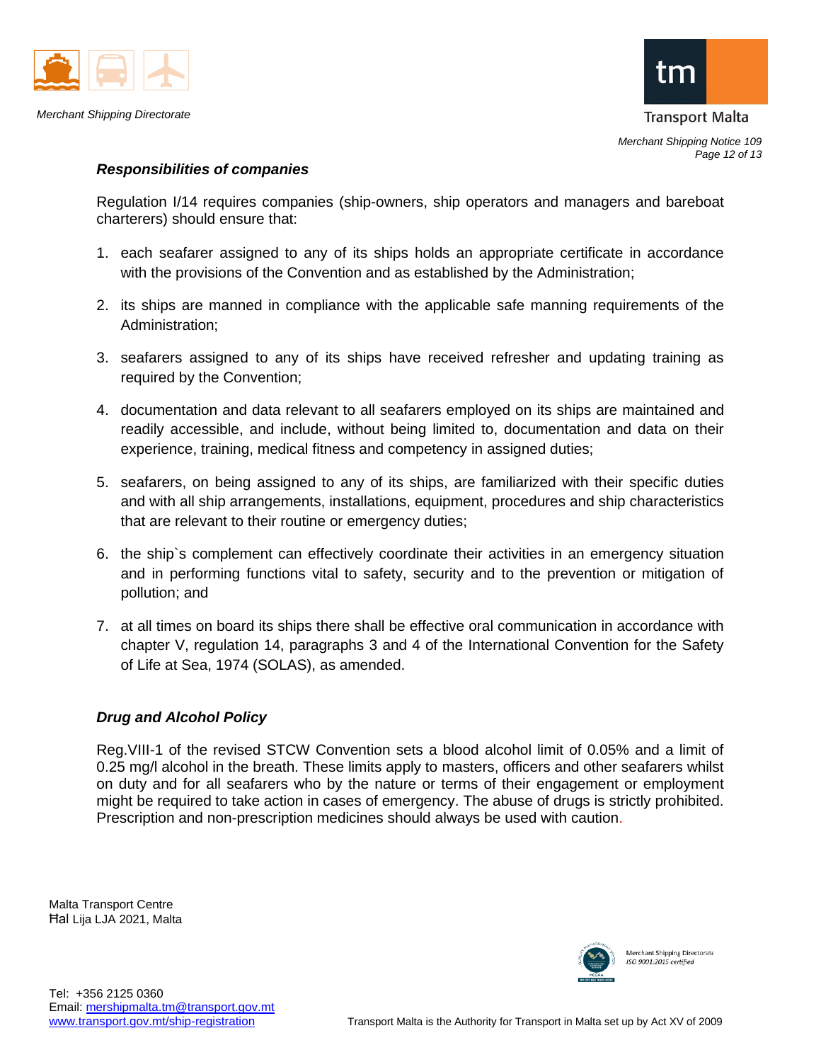### *Responsibilities of companies*

Regulation I/14 requires companies (ship-owners, ship operators and managers and bareboat charterers) should ensure that:

1. each seafarer assigned to any of its ships holds an appropriate certificate in accordance with the provisions of the Convention and as established by the Administration;

2. its ships are manned in compliance with the applicable safe manning requirements of the Administration;

3. seafarers assigned to any of its ships have received refresher and updating training as required by the Convention;

4. documentation and data relevant to all seafarers employed on its ships are maintained and readily accessible, and include, without being limited to, documentation and data on their experience, training, medical fitness and competency in assigned duties;

5. seafarers, on being assigned to any of its ships, are familiarized with their specific duties and with all ship arrangements, installations, equipment, procedures and ship characteristics that are relevant to their routine or emergency duties;

6. the ship`s complement can effectively coordinate their activities in an emergency situation and in performing functions vital to safety, security and to the prevention or mitigation of pollution; and

7. at all times on board its ships there shall be effective oral communication in accordance with chapter V, regulation 14, paragraphs 3 and 4 of the International Convention for the Safety of Life at Sea, 1974 (SOLAS), as amended.

### *Drug and Alcohol Policy*

Reg.VIII-1 of the revised STCW Convention sets a blood alcohol limit of 0.05% and a limit of 0.25 mg/l alcohol in the breath. These limits apply to masters, officers and other seafarers whilst on duty and for all seafarers who by the nature or terms of their engagement or employment might be required to take action in cases of emergency. The abuse of drugs is strictly prohibited. Prescription and non-prescription medicines should always be used with caution.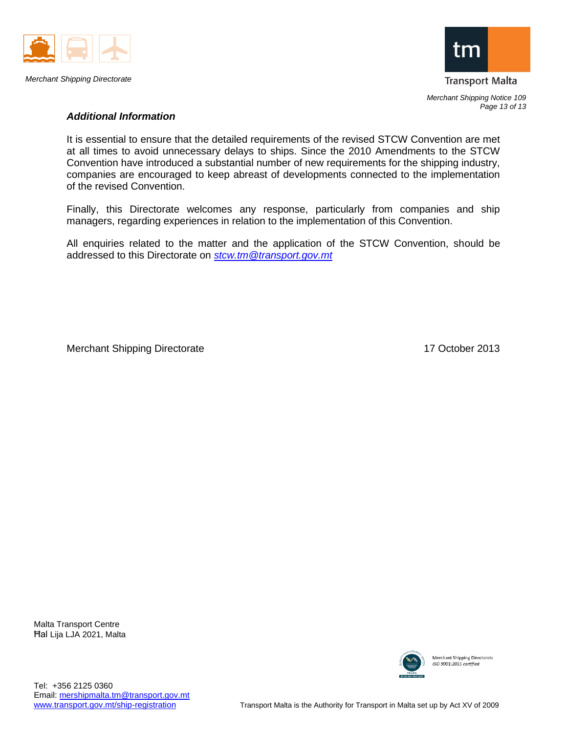***Additional Information***

It is essential to ensure that the detailed requirements of the revised STCW Convention are met at all times to avoid unnecessary delays to ships. Since the 2010 Amendments to the STCW Convention have introduced a substantial number of new requirements for the shipping industry, companies are encouraged to keep abreast of developments connected to the implementation of the revised Convention.

Finally, this Directorate welcomes any response, particularly from companies and ship managers, regarding experiences in relation to the implementation of this Convention.

All enquiries related to the matter and the application of the STCW Convention, should be addressed to this Directorate on *stcw.tm@transport.gov.mt*

Merchant Shipping Directorate

17 October 2013